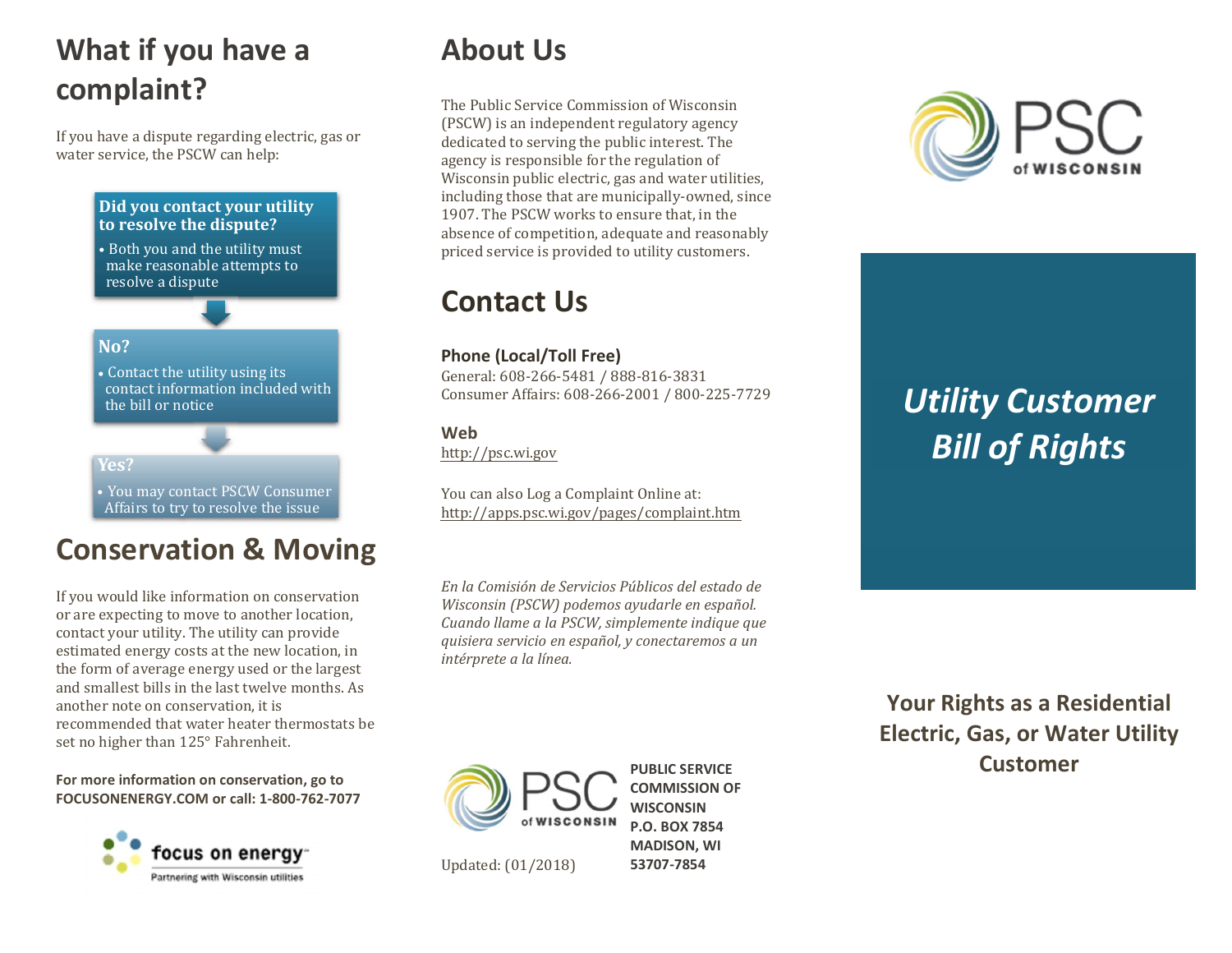# What if you have a complaint?

If you have a dispute regarding electric, gas or water service, the PSCW can help:

**Did you contact your utility to resolve the dispute?**

- Both you and the utility must make reasonable attempts to resolve a dispute

**No?**

- Contact the utility using its contact information included with the bill or notice

**Yes?**

- You may contact PSCW Consumer Affairs to try to resolve the issue

# Conservation & Moving

If you would like information on conservation or are expecting to move to another location, contact your utility. The utility can provide estimated energy costs at the new location, in the form of average energy used or the largest and smallest bills in the last twelve months. As another note on conservation, it is recommended that water heater thermostats be set no higher than 125° Fahrenheit.

**For more information on conservation, go to FOCUSONENERGY.COM or call: 1-800-762-7077**

focus on energy™
Partnering with Wisconsin utilities

# About Us

The Public Service Commission of Wisconsin (PSCW) is an independent regulatory agency dedicated to serving the public interest. The agency is responsible for the regulation of Wisconsin public electric, gas and water utilities, including those that are municipally-owned, since 1907. The PSCW works to ensure that, in the absence of competition, adequate and reasonably priced service is provided to utility customers.

# Contact Us

**Phone (Local/Toll Free)**
General: 608-266-5481 / 888-816-3831
Consumer Affairs: 608-266-2001 / 800-225-7729

**Web**
http://psc.wi.gov

You can also Log a Complaint Online at:
http://apps.psc.wi.gov/pages/complaint.htm

*En la Comisión de Servicios Públicos del estado de Wisconsin (PSCW) podemos ayudarle en español. Cuando llame a la PSCW, simplemente indique que quisiera servicio en español, y conectaremos a un intérprete a la línea.*

PSC of WISCONSIN

**PUBLIC SERVICE COMMISSION OF WISCONSIN**
**P.O. BOX 7854**
**MADISON, WI 53707-7854**

Updated: (01/2018)

PSC of WISCONSIN

# *Utility Customer Bill of Rights*

## Your Rights as a Residential Electric, Gas, or Water Utility Customer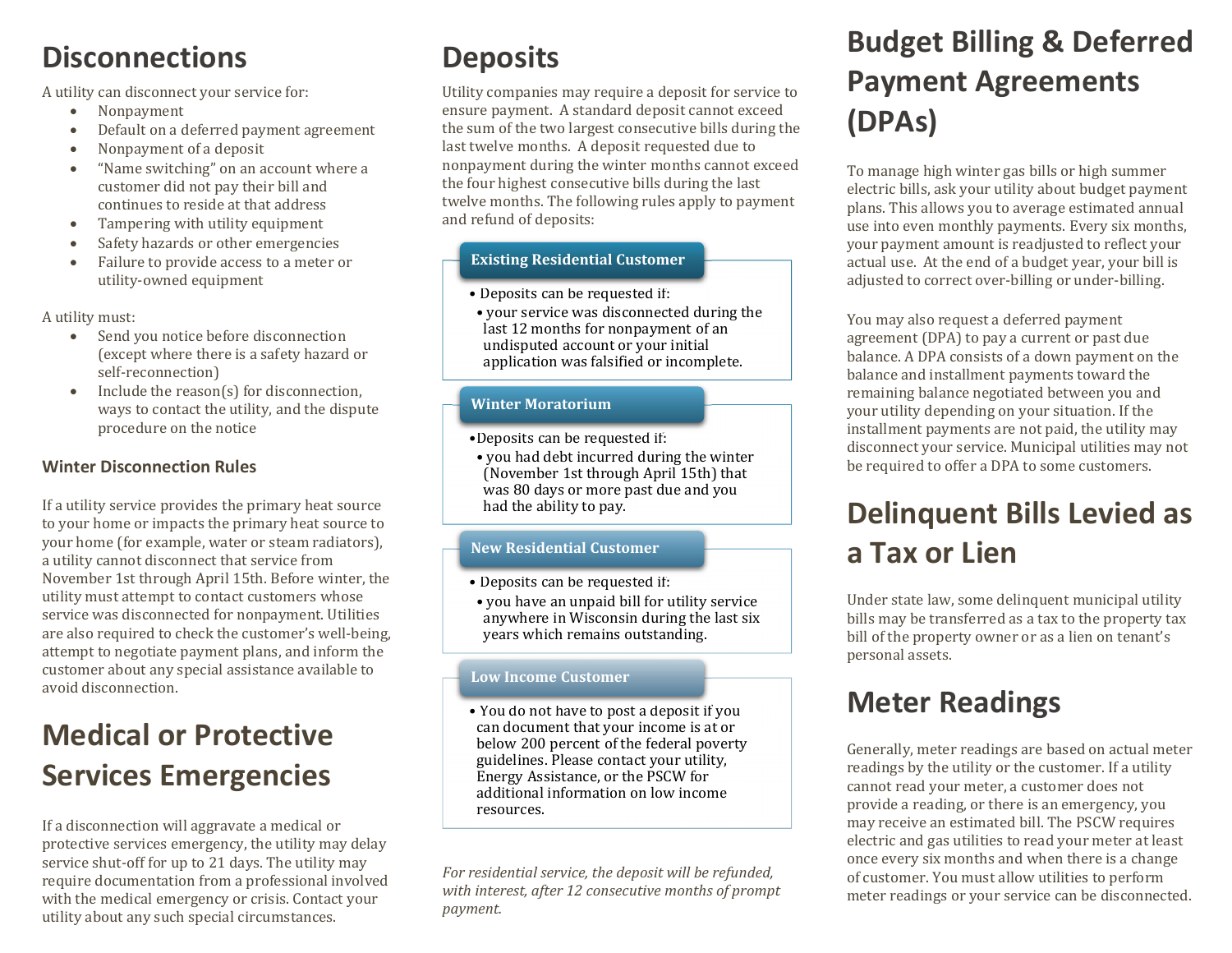## Disconnections

A utility can disconnect your service for:

- Nonpayment
- Default on a deferred payment agreement
- Nonpayment of a deposit
- "Name switching" on an account where a customer did not pay their bill and continues to reside at that address
- Tampering with utility equipment
- Safety hazards or other emergencies
- Failure to provide access to a meter or utility-owned equipment

A utility must:

- Send you notice before disconnection (except where there is a safety hazard or self-reconnection)
- Include the reason(s) for disconnection, ways to contact the utility, and the dispute procedure on the notice

### Winter Disconnection Rules

If a utility service provides the primary heat source to your home or impacts the primary heat source to your home (for example, water or steam radiators), a utility cannot disconnect that service from November 1st through April 15th. Before winter, the utility must attempt to contact customers whose service was disconnected for nonpayment. Utilities are also required to check the customer's well-being, attempt to negotiate payment plans, and inform the customer about any special assistance available to avoid disconnection.

## Medical or Protective Services Emergencies

If a disconnection will aggravate a medical or protective services emergency, the utility may delay service shut-off for up to 21 days. The utility may require documentation from a professional involved with the medical emergency or crisis. Contact your utility about any such special circumstances.

## Deposits

Utility companies may require a deposit for service to ensure payment. A standard deposit cannot exceed the sum of the two largest consecutive bills during the last twelve months. A deposit requested due to nonpayment during the winter months cannot exceed the four highest consecutive bills during the last twelve months. The following rules apply to payment and refund of deposits:

**Existing Residential Customer**

- Deposits can be requested if:
  - your service was disconnected during the last 12 months for nonpayment of an undisputed account or your initial application was falsified or incomplete.

**Winter Moratorium**

- Deposits can be requested if:
  - you had debt incurred during the winter (November 1st through April 15th) that was 80 days or more past due and you had the ability to pay.

**New Residential Customer**

- Deposits can be requested if:
  - you have an unpaid bill for utility service anywhere in Wisconsin during the last six years which remains outstanding.

**Low Income Customer**

- You do not have to post a deposit if you can document that your income is at or below 200 percent of the federal poverty guidelines. Please contact your utility, Energy Assistance, or the PSCW for additional information on low income resources.

*For residential service, the deposit will be refunded, with interest, after 12 consecutive months of prompt payment.*

## Budget Billing & Deferred Payment Agreements (DPAs)

To manage high winter gas bills or high summer electric bills, ask your utility about budget payment plans. This allows you to average estimated annual use into even monthly payments. Every six months, your payment amount is readjusted to reflect your actual use. At the end of a budget year, your bill is adjusted to correct over-billing or under-billing.

You may also request a deferred payment agreement (DPA) to pay a current or past due balance. A DPA consists of a down payment on the balance and installment payments toward the remaining balance negotiated between you and your utility depending on your situation. If the installment payments are not paid, the utility may disconnect your service. Municipal utilities may not be required to offer a DPA to some customers.

## Delinquent Bills Levied as a Tax or Lien

Under state law, some delinquent municipal utility bills may be transferred as a tax to the property tax bill of the property owner or as a lien on tenant's personal assets.

## Meter Readings

Generally, meter readings are based on actual meter readings by the utility or the customer. If a utility cannot read your meter, a customer does not provide a reading, or there is an emergency, you may receive an estimated bill. The PSCW requires electric and gas utilities to read your meter at least once every six months and when there is a change of customer. You must allow utilities to perform meter readings or your service can be disconnected.